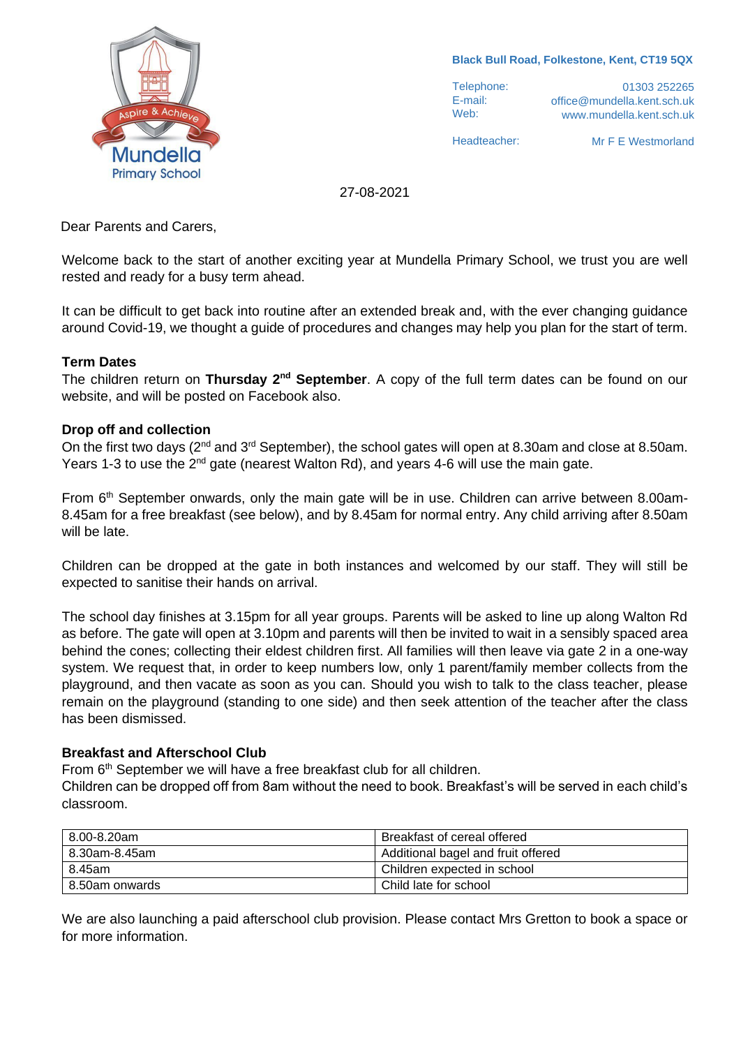Mundella Primary School

Aspire & Achieve

**Black Bull Road, Folkestone, Kent, CT19 5QX**

Telephone: 01303 252265
E-mail: office@mundella.kent.sch.uk
Web: www.mundella.kent.sch.uk

Headteacher: Mr F E Westmorland

27-08-2021

Dear Parents and Carers,

Welcome back to the start of another exciting year at Mundella Primary School, we trust you are well rested and ready for a busy term ahead.

It can be difficult to get back into routine after an extended break and, with the ever changing guidance around Covid-19, we thought a guide of procedures and changes may help you plan for the start of term.

**Term Dates**

The children return on **Thursday 2nd September**. A copy of the full term dates can be found on our website, and will be posted on Facebook also.

**Drop off and collection**

On the first two days (2nd and 3rd September), the school gates will open at 8.30am and close at 8.50am. Years 1-3 to use the 2nd gate (nearest Walton Rd), and years 4-6 will use the main gate.

From 6th September onwards, only the main gate will be in use. Children can arrive between 8.00am-8.45am for a free breakfast (see below), and by 8.45am for normal entry. Any child arriving after 8.50am will be late.

Children can be dropped at the gate in both instances and welcomed by our staff. They will still be expected to sanitise their hands on arrival.

The school day finishes at 3.15pm for all year groups. Parents will be asked to line up along Walton Rd as before. The gate will open at 3.10pm and parents will then be invited to wait in a sensibly spaced area behind the cones; collecting their eldest children first. All families will then leave via gate 2 in a one-way system. We request that, in order to keep numbers low, only 1 parent/family member collects from the playground, and then vacate as soon as you can. Should you wish to talk to the class teacher, please remain on the playground (standing to one side) and then seek attention of the teacher after the class has been dismissed.

**Breakfast and Afterschool Club**

From 6th September we will have a free breakfast club for all children.
Children can be dropped off from 8am without the need to book. Breakfast's will be served in each child's classroom.

| 8.00-8.20am | Breakfast of cereal offered |
|---|---|
| 8.30am-8.45am | Additional bagel and fruit offered |
| 8.45am | Children expected in school |
| 8.50am onwards | Child late for school |

We are also launching a paid afterschool club provision. Please contact Mrs Gretton to book a space or for more information.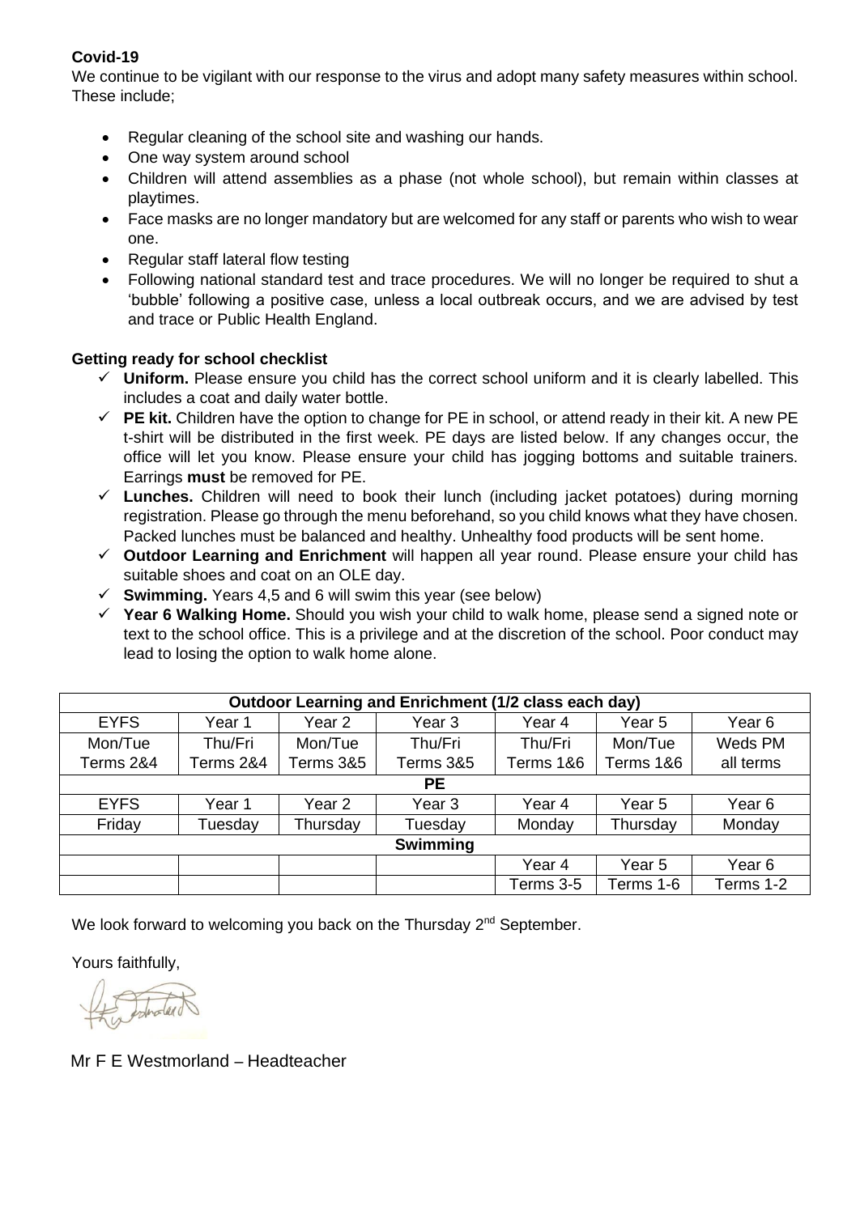**Covid-19**

We continue to be vigilant with our response to the virus and adopt many safety measures within school. These include;

- Regular cleaning of the school site and washing our hands.
- One way system around school
- Children will attend assemblies as a phase (not whole school), but remain within classes at playtimes.
- Face masks are no longer mandatory but are welcomed for any staff or parents who wish to wear one.
- Regular staff lateral flow testing
- Following national standard test and trace procedures. We will no longer be required to shut a 'bubble' following a positive case, unless a local outbreak occurs, and we are advised by test and trace or Public Health England.

**Getting ready for school checklist**

- ✓ **Uniform.** Please ensure you child has the correct school uniform and it is clearly labelled. This includes a coat and daily water bottle.
- ✓ **PE kit.** Children have the option to change for PE in school, or attend ready in their kit. A new PE t-shirt will be distributed in the first week. PE days are listed below. If any changes occur, the office will let you know. Please ensure your child has jogging bottoms and suitable trainers. Earrings **must** be removed for PE.
- ✓ **Lunches.** Children will need to book their lunch (including jacket potatoes) during morning registration. Please go through the menu beforehand, so you child knows what they have chosen. Packed lunches must be balanced and healthy. Unhealthy food products will be sent home.
- ✓ **Outdoor Learning and Enrichment** will happen all year round. Please ensure your child has suitable shoes and coat on an OLE day.
- ✓ **Swimming.** Years 4,5 and 6 will swim this year (see below)
- ✓ **Year 6 Walking Home.** Should you wish your child to walk home, please send a signed note or text to the school office. This is a privilege and at the discretion of the school. Poor conduct may lead to losing the option to walk home alone.

| **Outdoor Learning and Enrichment (1/2 class each day)** | | | | | | |
|---|---|---|---|---|---|---|
| EYFS | Year 1 | Year 2 | Year 3 | Year 4 | Year 5 | Year 6 |
| Mon/Tue Terms 2&4 | Thu/Fri Terms 2&4 | Mon/Tue Terms 3&5 | Thu/Fri Terms 3&5 | Thu/Fri Terms 1&6 | Mon/Tue Terms 1&6 | Weds PM all terms |
| **PE** | | | | | | |
| EYFS | Year 1 | Year 2 | Year 3 | Year 4 | Year 5 | Year 6 |
| Friday | Tuesday | Thursday | Tuesday | Monday | Thursday | Monday |
| **Swimming** | | | | | | |
| | | | | Year 4 | Year 5 | Year 6 |
| | | | | Terms 3-5 | Terms 1-6 | Terms 1-2 |

We look forward to welcoming you back on the Thursday 2nd September.

Yours faithfully,

Mr F E Westmorland – Headteacher